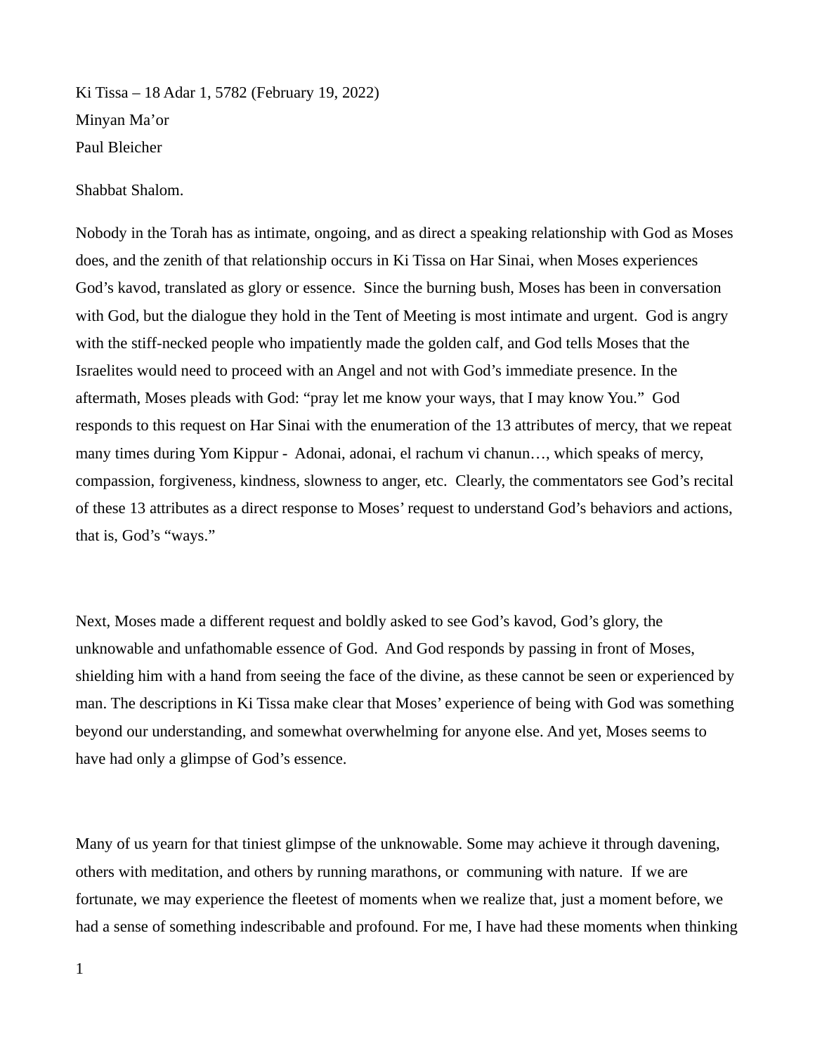Ki Tissa – 18 Adar 1, 5782 (February 19, 2022)
Minyan Ma'or
Paul Bleicher

Shabbat Shalom.

Nobody in the Torah has as intimate, ongoing, and as direct a speaking relationship with God as Moses does, and the zenith of that relationship occurs in Ki Tissa on Har Sinai, when Moses experiences God's kavod, translated as glory or essence. Since the burning bush, Moses has been in conversation with God, but the dialogue they hold in the Tent of Meeting is most intimate and urgent. God is angry with the stiff-necked people who impatiently made the golden calf, and God tells Moses that the Israelites would need to proceed with an Angel and not with God's immediate presence. In the aftermath, Moses pleads with God: "pray let me know your ways, that I may know You." God responds to this request on Har Sinai with the enumeration of the 13 attributes of mercy, that we repeat many times during Yom Kippur - Adonai, adonai, el rachum vi chanun…, which speaks of mercy, compassion, forgiveness, kindness, slowness to anger, etc. Clearly, the commentators see God's recital of these 13 attributes as a direct response to Moses' request to understand God's behaviors and actions, that is, God's "ways."

Next, Moses made a different request and boldly asked to see God's kavod, God's glory, the unknowable and unfathomable essence of God. And God responds by passing in front of Moses, shielding him with a hand from seeing the face of the divine, as these cannot be seen or experienced by man. The descriptions in Ki Tissa make clear that Moses' experience of being with God was something beyond our understanding, and somewhat overwhelming for anyone else. And yet, Moses seems to have had only a glimpse of God's essence.

Many of us yearn for that tiniest glimpse of the unknowable. Some may achieve it through davening, others with meditation, and others by running marathons, or communing with nature. If we are fortunate, we may experience the fleetest of moments when we realize that, just a moment before, we had a sense of something indescribable and profound. For me, I have had these moments when thinking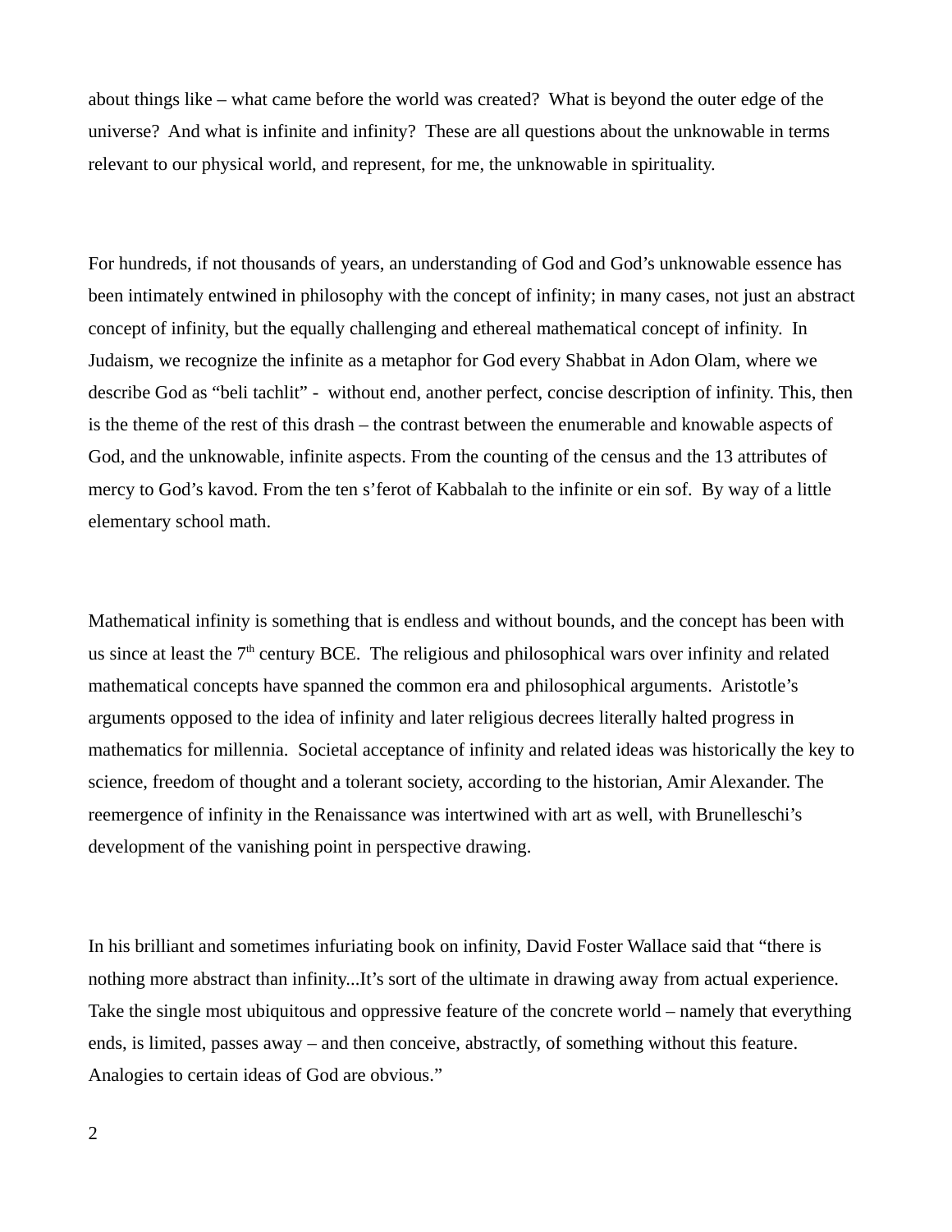about things like – what came before the world was created? What is beyond the outer edge of the universe? And what is infinite and infinity? These are all questions about the unknowable in terms relevant to our physical world, and represent, for me, the unknowable in spirituality.

For hundreds, if not thousands of years, an understanding of God and God's unknowable essence has been intimately entwined in philosophy with the concept of infinity; in many cases, not just an abstract concept of infinity, but the equally challenging and ethereal mathematical concept of infinity. In Judaism, we recognize the infinite as a metaphor for God every Shabbat in Adon Olam, where we describe God as "beli tachlit" - without end, another perfect, concise description of infinity. This, then is the theme of the rest of this drash – the contrast between the enumerable and knowable aspects of God, and the unknowable, infinite aspects. From the counting of the census and the 13 attributes of mercy to God's kavod. From the ten s'ferot of Kabbalah to the infinite or ein sof. By way of a little elementary school math.

Mathematical infinity is something that is endless and without bounds, and the concept has been with us since at least the 7th century BCE. The religious and philosophical wars over infinity and related mathematical concepts have spanned the common era and philosophical arguments. Aristotle's arguments opposed to the idea of infinity and later religious decrees literally halted progress in mathematics for millennia. Societal acceptance of infinity and related ideas was historically the key to science, freedom of thought and a tolerant society, according to the historian, Amir Alexander. The reemergence of infinity in the Renaissance was intertwined with art as well, with Brunelleschi's development of the vanishing point in perspective drawing.

In his brilliant and sometimes infuriating book on infinity, David Foster Wallace said that "there is nothing more abstract than infinity...It's sort of the ultimate in drawing away from actual experience. Take the single most ubiquitous and oppressive feature of the concrete world – namely that everything ends, is limited, passes away – and then conceive, abstractly, of something without this feature. Analogies to certain ideas of God are obvious."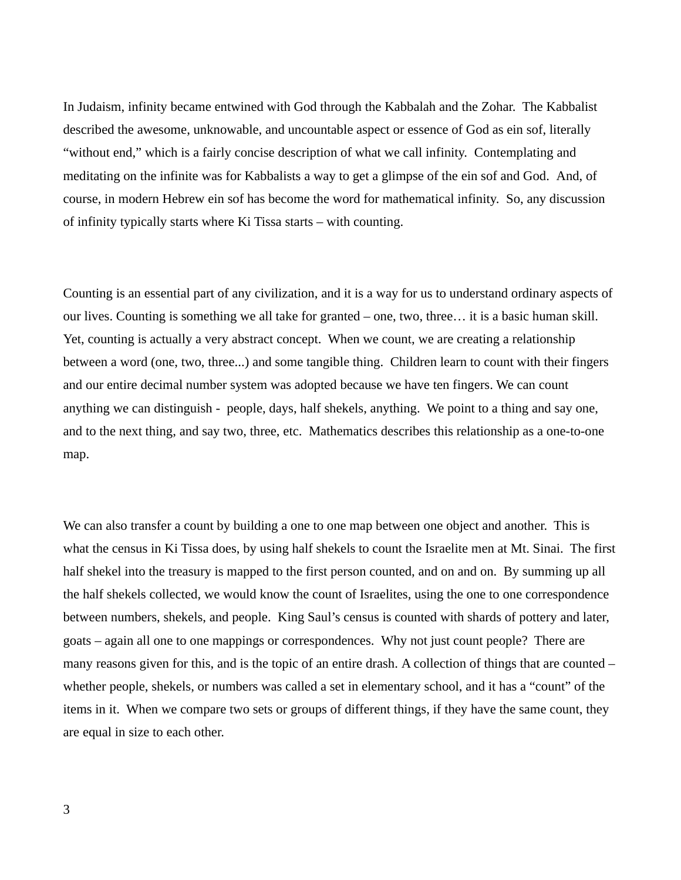In Judaism, infinity became entwined with God through the Kabbalah and the Zohar. The Kabbalist described the awesome, unknowable, and uncountable aspect or essence of God as ein sof, literally “without end,” which is a fairly concise description of what we call infinity. Contemplating and meditating on the infinite was for Kabbalists a way to get a glimpse of the ein sof and God. And, of course, in modern Hebrew ein sof has become the word for mathematical infinity. So, any discussion of infinity typically starts where Ki Tissa starts – with counting.

Counting is an essential part of any civilization, and it is a way for us to understand ordinary aspects of our lives. Counting is something we all take for granted – one, two, three… it is a basic human skill. Yet, counting is actually a very abstract concept. When we count, we are creating a relationship between a word (one, two, three...) and some tangible thing. Children learn to count with their fingers and our entire decimal number system was adopted because we have ten fingers. We can count anything we can distinguish - people, days, half shekels, anything. We point to a thing and say one, and to the next thing, and say two, three, etc. Mathematics describes this relationship as a one-to-one map.

We can also transfer a count by building a one to one map between one object and another. This is what the census in Ki Tissa does, by using half shekels to count the Israelite men at Mt. Sinai. The first half shekel into the treasury is mapped to the first person counted, and on and on. By summing up all the half shekels collected, we would know the count of Israelites, using the one to one correspondence between numbers, shekels, and people. King Saul’s census is counted with shards of pottery and later, goats – again all one to one mappings or correspondences. Why not just count people? There are many reasons given for this, and is the topic of an entire drash. A collection of things that are counted – whether people, shekels, or numbers was called a set in elementary school, and it has a “count” of the items in it. When we compare two sets or groups of different things, if they have the same count, they are equal in size to each other.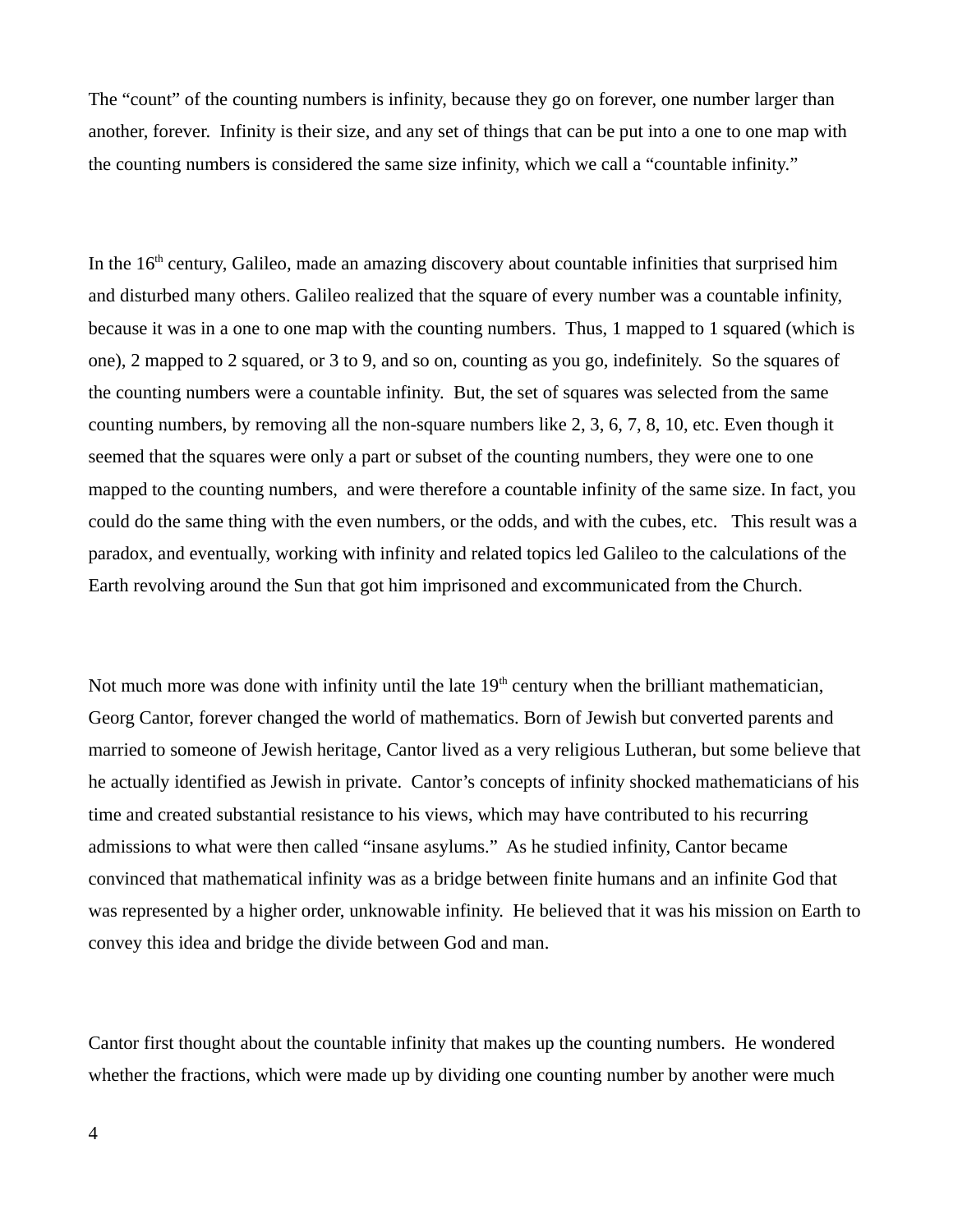The “count” of the counting numbers is infinity, because they go on forever, one number larger than another, forever.  Infinity is their size, and any set of things that can be put into a one to one map with the counting numbers is considered the same size infinity, which we call a “countable infinity.”

In the 16th century, Galileo, made an amazing discovery about countable infinities that surprised him and disturbed many others. Galileo realized that the square of every number was a countable infinity, because it was in a one to one map with the counting numbers.  Thus, 1 mapped to 1 squared (which is one), 2 mapped to 2 squared, or 3 to 9, and so on, counting as you go, indefinitely.  So the squares of the counting numbers were a countable infinity.  But, the set of squares was selected from the same counting numbers, by removing all the non-square numbers like 2, 3, 6, 7, 8, 10, etc. Even though it seemed that the squares were only a part or subset of the counting numbers, they were one to one mapped to the counting numbers,  and were therefore a countable infinity of the same size. In fact, you could do the same thing with the even numbers, or the odds, and with the cubes, etc.   This result was a paradox, and eventually, working with infinity and related topics led Galileo to the calculations of the Earth revolving around the Sun that got him imprisoned and excommunicated from the Church.

Not much more was done with infinity until the late 19th century when the brilliant mathematician, Georg Cantor, forever changed the world of mathematics. Born of Jewish but converted parents and married to someone of Jewish heritage, Cantor lived as a very religious Lutheran, but some believe that he actually identified as Jewish in private.  Cantor’s concepts of infinity shocked mathematicians of his time and created substantial resistance to his views, which may have contributed to his recurring admissions to what were then called “insane asylums.”  As he studied infinity, Cantor became convinced that mathematical infinity was as a bridge between finite humans and an infinite God that was represented by a higher order, unknowable infinity.  He believed that it was his mission on Earth to convey this idea and bridge the divide between God and man.

Cantor first thought about the countable infinity that makes up the counting numbers.  He wondered whether the fractions, which were made up by dividing one counting number by another were much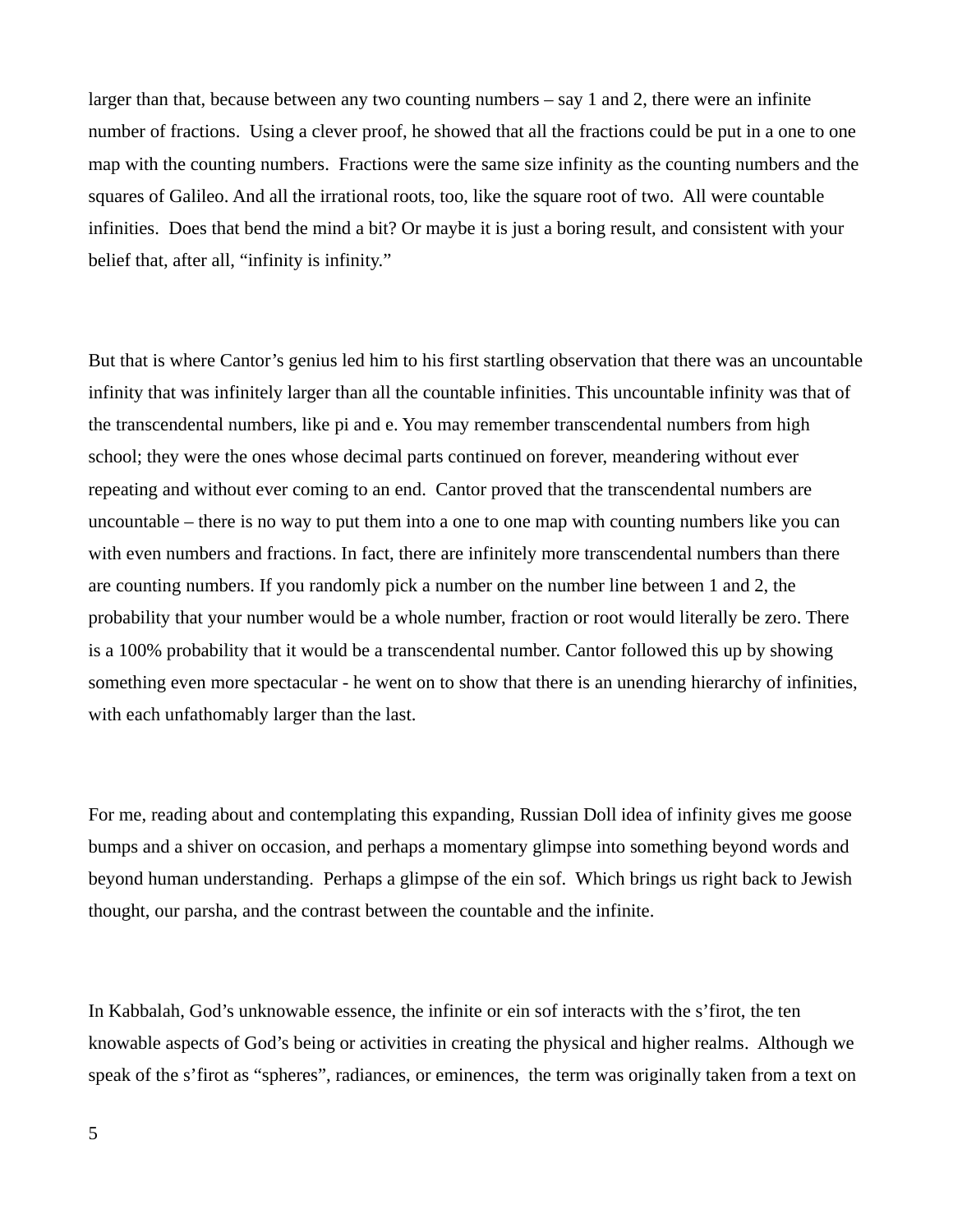larger than that, because between any two counting numbers – say 1 and 2, there were an infinite number of fractions. Using a clever proof, he showed that all the fractions could be put in a one to one map with the counting numbers. Fractions were the same size infinity as the counting numbers and the squares of Galileo. And all the irrational roots, too, like the square root of two. All were countable infinities. Does that bend the mind a bit? Or maybe it is just a boring result, and consistent with your belief that, after all, "infinity is infinity."

But that is where Cantor's genius led him to his first startling observation that there was an uncountable infinity that was infinitely larger than all the countable infinities. This uncountable infinity was that of the transcendental numbers, like pi and e. You may remember transcendental numbers from high school; they were the ones whose decimal parts continued on forever, meandering without ever repeating and without ever coming to an end. Cantor proved that the transcendental numbers are uncountable – there is no way to put them into a one to one map with counting numbers like you can with even numbers and fractions. In fact, there are infinitely more transcendental numbers than there are counting numbers. If you randomly pick a number on the number line between 1 and 2, the probability that your number would be a whole number, fraction or root would literally be zero. There is a 100% probability that it would be a transcendental number. Cantor followed this up by showing something even more spectacular - he went on to show that there is an unending hierarchy of infinities, with each unfathomably larger than the last.

For me, reading about and contemplating this expanding, Russian Doll idea of infinity gives me goose bumps and a shiver on occasion, and perhaps a momentary glimpse into something beyond words and beyond human understanding. Perhaps a glimpse of the ein sof. Which brings us right back to Jewish thought, our parsha, and the contrast between the countable and the infinite.

In Kabbalah, God's unknowable essence, the infinite or ein sof interacts with the s'firot, the ten knowable aspects of God's being or activities in creating the physical and higher realms. Although we speak of the s'firot as "spheres", radiances, or eminences, the term was originally taken from a text on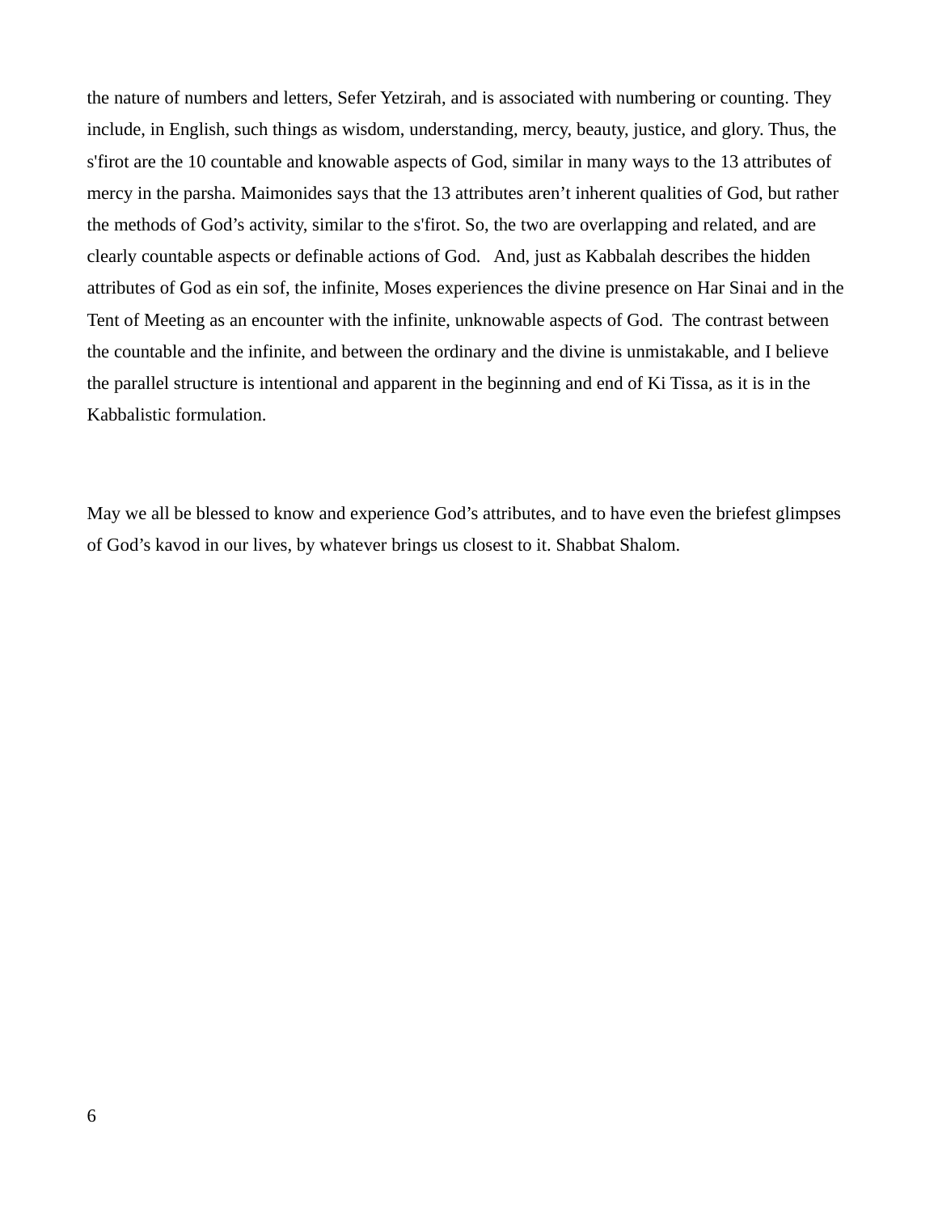the nature of numbers and letters, Sefer Yetzirah, and is associated with numbering or counting. They include, in English, such things as wisdom, understanding, mercy, beauty, justice, and glory. Thus, the s'firot are the 10 countable and knowable aspects of God, similar in many ways to the 13 attributes of mercy in the parsha. Maimonides says that the 13 attributes aren't inherent qualities of God, but rather the methods of God's activity, similar to the s'firot. So, the two are overlapping and related, and are clearly countable aspects or definable actions of God. And, just as Kabbalah describes the hidden attributes of God as ein sof, the infinite, Moses experiences the divine presence on Har Sinai and in the Tent of Meeting as an encounter with the infinite, unknowable aspects of God. The contrast between the countable and the infinite, and between the ordinary and the divine is unmistakable, and I believe the parallel structure is intentional and apparent in the beginning and end of Ki Tissa, as it is in the Kabbalistic formulation.

May we all be blessed to know and experience God's attributes, and to have even the briefest glimpses of God's kavod in our lives, by whatever brings us closest to it. Shabbat Shalom.